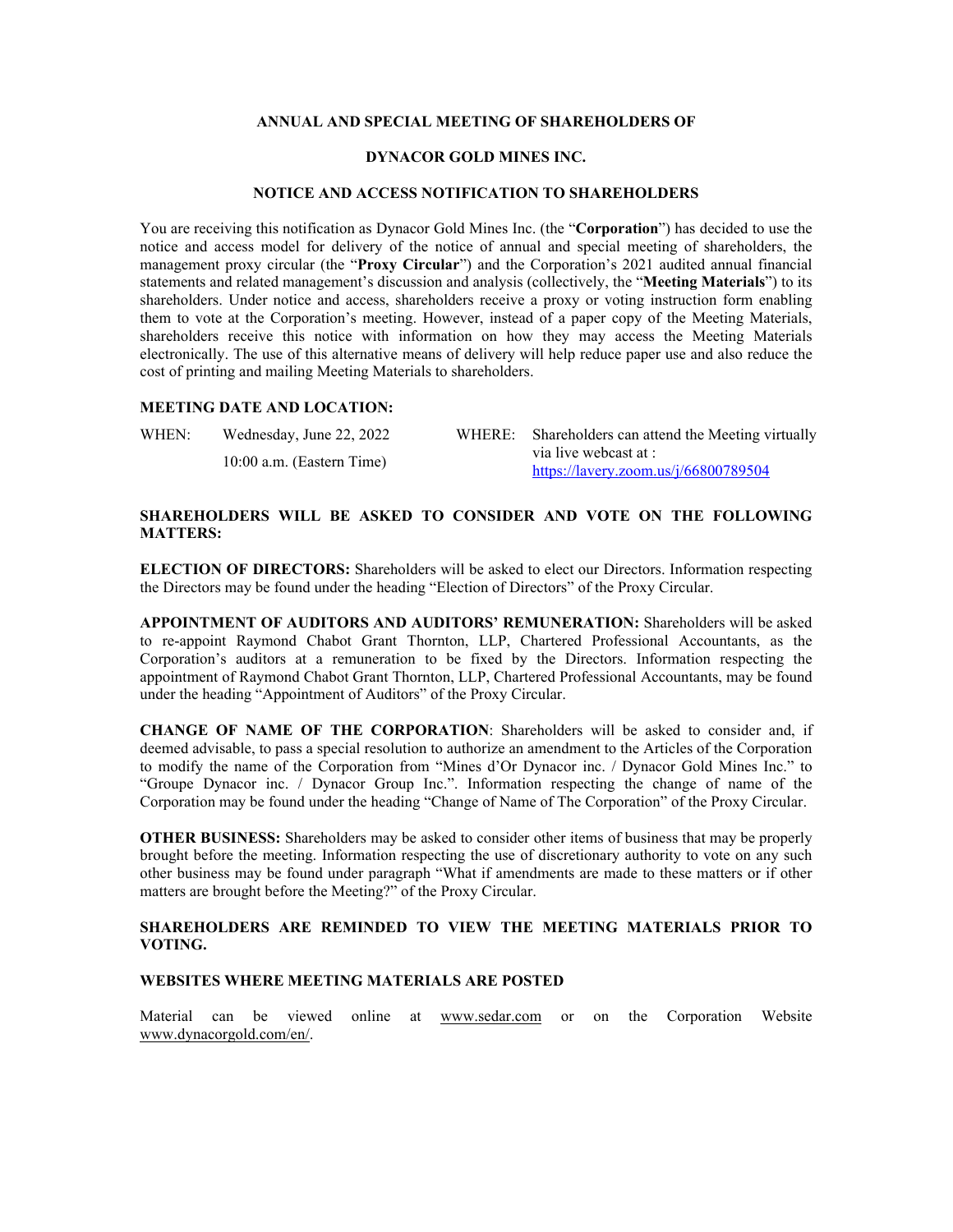**ANNUAL AND SPECIAL MEETING OF SHAREHOLDERS OF**

**DYNACOR GOLD MINES INC.**

**NOTICE AND ACCESS NOTIFICATION TO SHAREHOLDERS**

You are receiving this notification as Dynacor Gold Mines Inc. (the "**Corporation**") has decided to use the notice and access model for delivery of the notice of annual and special meeting of shareholders, the management proxy circular (the "**Proxy Circular**") and the Corporation's 2021 audited annual financial statements and related management's discussion and analysis (collectively, the "**Meeting Materials**") to its shareholders. Under notice and access, shareholders receive a proxy or voting instruction form enabling them to vote at the Corporation's meeting. However, instead of a paper copy of the Meeting Materials, shareholders receive this notice with information on how they may access the Meeting Materials electronically. The use of this alternative means of delivery will help reduce paper use and also reduce the cost of printing and mailing Meeting Materials to shareholders.

**MEETING DATE AND LOCATION:**

| WHEN: | Wednesday, June 22, 2022<br>10:00 a.m. (Eastern Time) | WHERE: | Shareholders can attend the Meeting virtually via live webcast at : https://lavery.zoom.us/j/66800789504 |
|---|---|---|---|

**SHAREHOLDERS WILL BE ASKED TO CONSIDER AND VOTE ON THE FOLLOWING MATTERS:**

**ELECTION OF DIRECTORS:** Shareholders will be asked to elect our Directors. Information respecting the Directors may be found under the heading "Election of Directors" of the Proxy Circular.

**APPOINTMENT OF AUDITORS AND AUDITORS' REMUNERATION:** Shareholders will be asked to re-appoint Raymond Chabot Grant Thornton, LLP, Chartered Professional Accountants, as the Corporation's auditors at a remuneration to be fixed by the Directors. Information respecting the appointment of Raymond Chabot Grant Thornton, LLP, Chartered Professional Accountants, may be found under the heading "Appointment of Auditors" of the Proxy Circular.

**CHANGE OF NAME OF THE CORPORATION**: Shareholders will be asked to consider and, if deemed advisable, to pass a special resolution to authorize an amendment to the Articles of the Corporation to modify the name of the Corporation from "Mines d'Or Dynacor inc. / Dynacor Gold Mines Inc." to "Groupe Dynacor inc. / Dynacor Group Inc.". Information respecting the change of name of the Corporation may be found under the heading "Change of Name of The Corporation" of the Proxy Circular.

**OTHER BUSINESS:** Shareholders may be asked to consider other items of business that may be properly brought before the meeting. Information respecting the use of discretionary authority to vote on any such other business may be found under paragraph "What if amendments are made to these matters or if other matters are brought before the Meeting?" of the Proxy Circular.

**SHAREHOLDERS ARE REMINDED TO VIEW THE MEETING MATERIALS PRIOR TO VOTING.**

**WEBSITES WHERE MEETING MATERIALS ARE POSTED**

Material can be viewed online at www.sedar.com or on the Corporation Website www.dynacorgold.com/en/.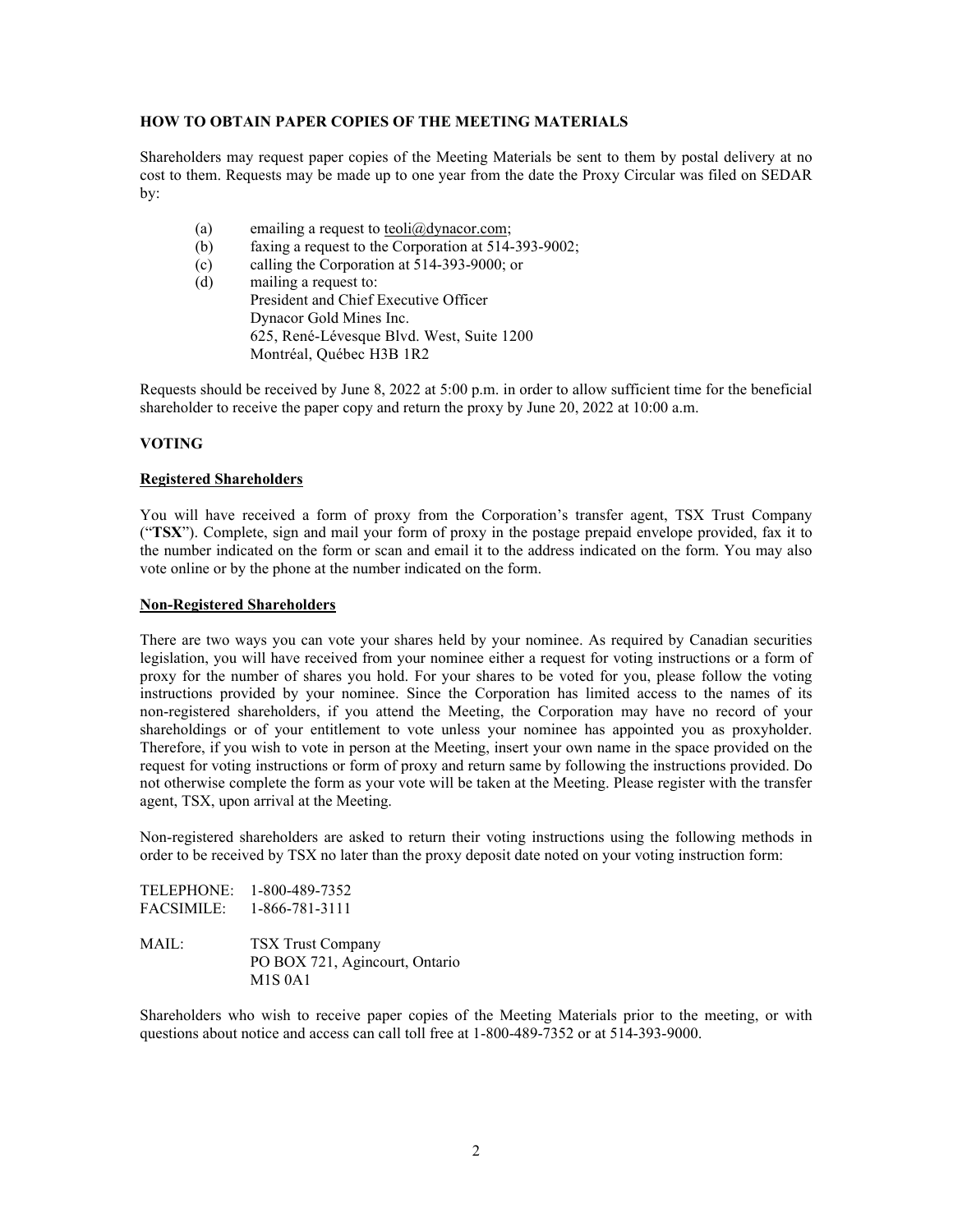## HOW TO OBTAIN PAPER COPIES OF THE MEETING MATERIALS

Shareholders may request paper copies of the Meeting Materials be sent to them by postal delivery at no cost to them. Requests may be made up to one year from the date the Proxy Circular was filed on SEDAR by:

(a) emailing a request to teoli@dynacor.com;

(b) faxing a request to the Corporation at 514-393-9002;

(c) calling the Corporation at 514-393-9000; or

(d) mailing a request to:
President and Chief Executive Officer
Dynacor Gold Mines Inc.
625, René-Lévesque Blvd. West, Suite 1200
Montréal, Québec H3B 1R2

Requests should be received by June 8, 2022 at 5:00 p.m. in order to allow sufficient time for the beneficial shareholder to receive the paper copy and return the proxy by June 20, 2022 at 10:00 a.m.

## VOTING

### Registered Shareholders

You will have received a form of proxy from the Corporation's transfer agent, TSX Trust Company ("**TSX**"). Complete, sign and mail your form of proxy in the postage prepaid envelope provided, fax it to the number indicated on the form or scan and email it to the address indicated on the form. You may also vote online or by the phone at the number indicated on the form.

### Non-Registered Shareholders

There are two ways you can vote your shares held by your nominee. As required by Canadian securities legislation, you will have received from your nominee either a request for voting instructions or a form of proxy for the number of shares you hold. For your shares to be voted for you, please follow the voting instructions provided by your nominee. Since the Corporation has limited access to the names of its non-registered shareholders, if you attend the Meeting, the Corporation may have no record of your shareholdings or of your entitlement to vote unless your nominee has appointed you as proxyholder. Therefore, if you wish to vote in person at the Meeting, insert your own name in the space provided on the request for voting instructions or form of proxy and return same by following the instructions provided. Do not otherwise complete the form as your vote will be taken at the Meeting. Please register with the transfer agent, TSX, upon arrival at the Meeting.

Non-registered shareholders are asked to return their voting instructions using the following methods in order to be received by TSX no later than the proxy deposit date noted on your voting instruction form:

TELEPHONE: 1-800-489-7352
FACSIMILE: 1-866-781-3111

MAIL: TSX Trust Company
PO BOX 721, Agincourt, Ontario
M1S 0A1

Shareholders who wish to receive paper copies of the Meeting Materials prior to the meeting, or with questions about notice and access can call toll free at 1-800-489-7352 or at 514-393-9000.